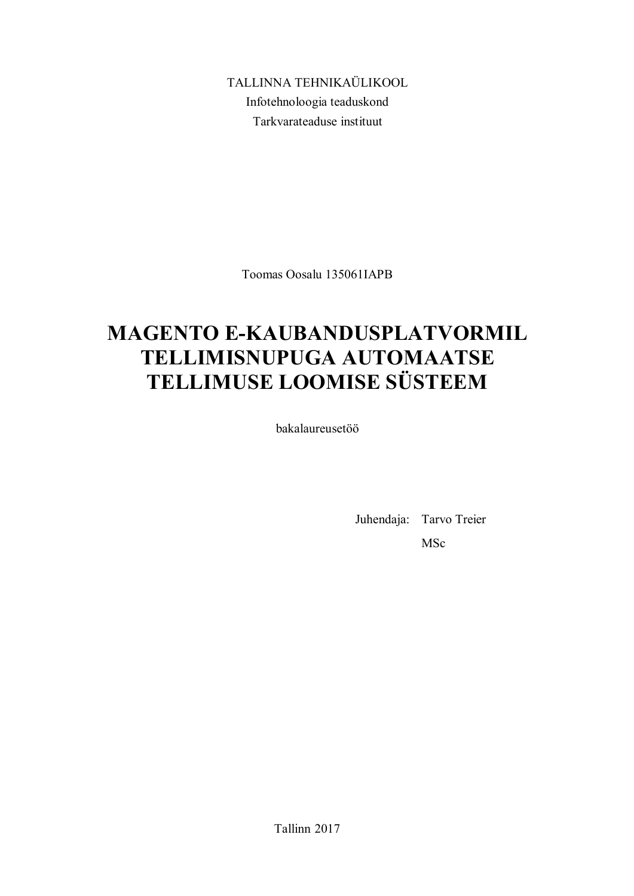TALLINNA TEHNIKAÜLIKOOL

Infotehnoloogia teaduskond

Tarkvarateaduse instituut

Toomas Oosalu 135061IAPB

# MAGENTO E-KAUBANDUSPLATVORMIL TELLIMISNUPUGA AUTOMAATSE TELLIMUSE LOOMISE SÜSTEEM

bakalaureusetöö

Juhendaja: Tarvo Treier

MSc

Tallinn 2017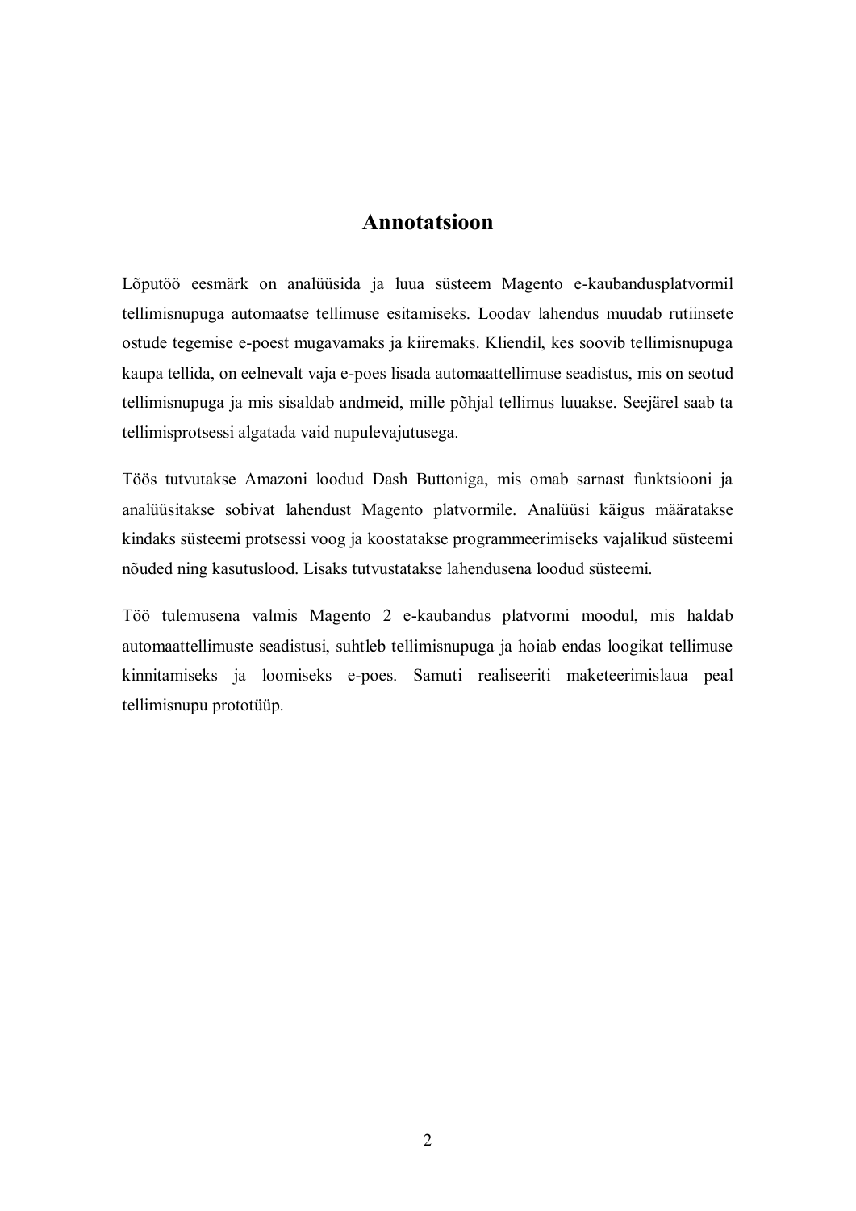# Annotatsioon

Lõputöö eesmärk on analüüsida ja luua süsteem Magento e-kaubandusplatvormil tellimisnupuga automaatse tellimuse esitamiseks. Loodav lahendus muudab rutiinsete ostude tegemise e-poest mugavamaks ja kiiremaks. Kliendil, kes soovib tellimisnupuga kaupa tellida, on eelnevalt vaja e-poes lisada automaattellimuse seadistus, mis on seotud tellimisnupuga ja mis sisaldab andmeid, mille põhjal tellimus luuakse. Seejärel saab ta tellimisprotsessi algatada vaid nupulevajutusega.

Töös tutvutakse Amazoni loodud Dash Buttoniga, mis omab sarnast funktsiooni ja analüüsitakse sobivat lahendust Magento platvormile. Analüüsi käigus määratakse kindaks süsteemi protsessi voog ja koostatakse programmeerimiseks vajalikud süsteemi nõuded ning kasutuslood. Lisaks tutvustatakse lahendusena loodud süsteemi.

Töö tulemusena valmis Magento 2 e-kaubandus platvormi moodul, mis haldab automaattellimuste seadistusi, suhtleb tellimisnupuga ja hoiab endas loogikat tellimuse kinnitamiseks ja loomiseks e-poes. Samuti realiseeriti maketeerimislaua peal tellimisnupu prototüüp.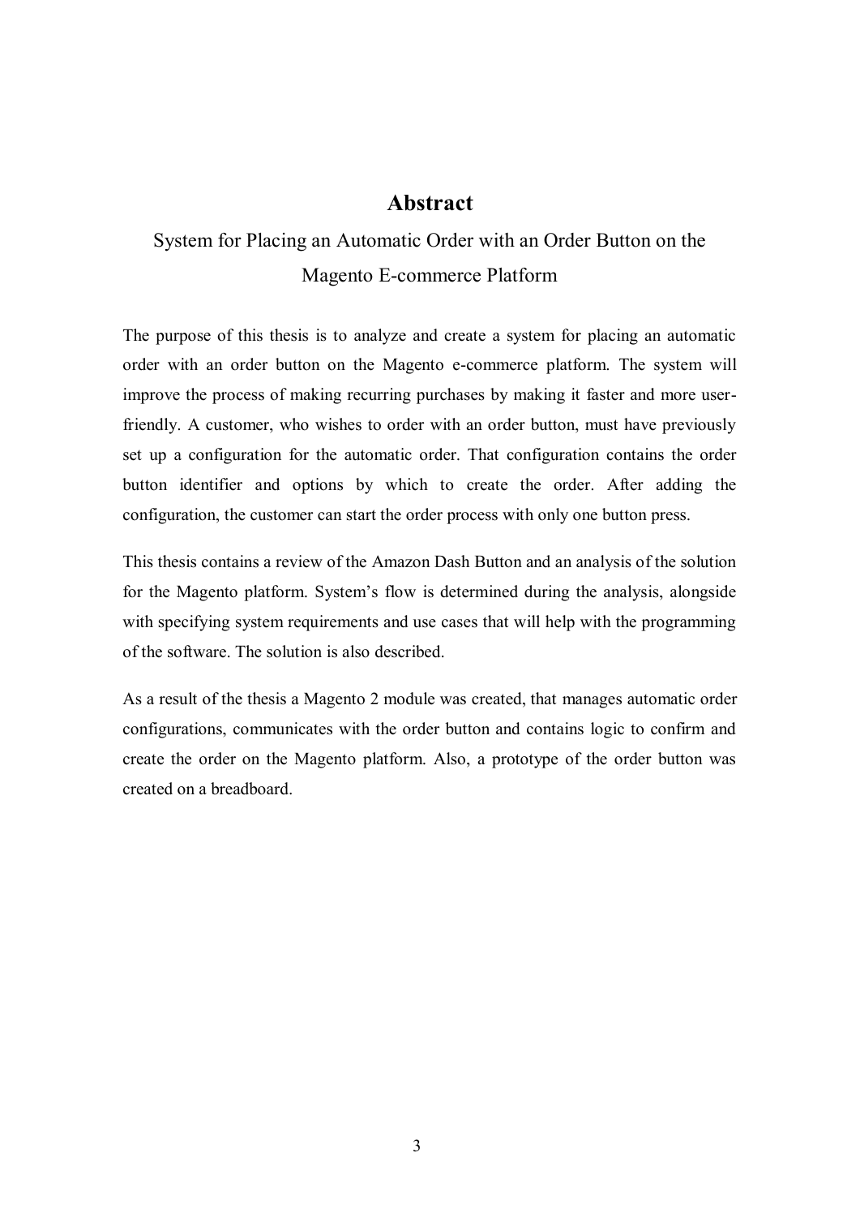# Abstract

## System for Placing an Automatic Order with an Order Button on the Magento E-commerce Platform

The purpose of this thesis is to analyze and create a system for placing an automatic order with an order button on the Magento e-commerce platform. The system will improve the process of making recurring purchases by making it faster and more user-friendly. A customer, who wishes to order with an order button, must have previously set up a configuration for the automatic order. That configuration contains the order button identifier and options by which to create the order. After adding the configuration, the customer can start the order process with only one button press.

This thesis contains a review of the Amazon Dash Button and an analysis of the solution for the Magento platform. System's flow is determined during the analysis, alongside with specifying system requirements and use cases that will help with the programming of the software. The solution is also described.

As a result of the thesis a Magento 2 module was created, that manages automatic order configurations, communicates with the order button and contains logic to confirm and create the order on the Magento platform. Also, a prototype of the order button was created on a breadboard.